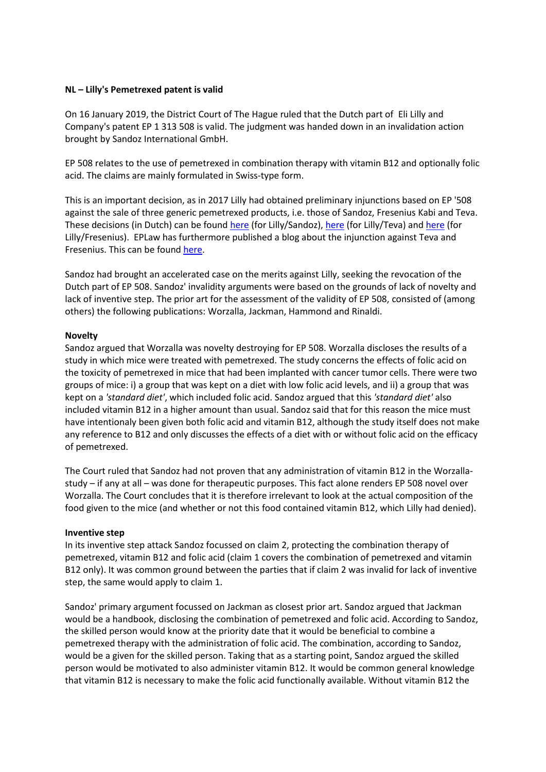**NL – Lilly's Pemetrexed patent is valid**

On 16 January 2019, the District Court of The Hague ruled that the Dutch part of Eli Lilly and Company's patent EP 1 313 508 is valid. The judgment was handed down in an invalidation action brought by Sandoz International GmbH.

EP 508 relates to the use of pemetrexed in combination therapy with vitamin B12 and optionally folic acid. The claims are mainly formulated in Swiss-type form.

This is an important decision, as in 2017 Lilly had obtained preliminary injunctions based on EP '508 against the sale of three generic pemetrexed products, i.e. those of Sandoz, Fresenius Kabi and Teva. These decisions (in Dutch) can be found here (for Lilly/Sandoz), here (for Lilly/Teva) and here (for Lilly/Fresenius). EPLaw has furthermore published a blog about the injunction against Teva and Fresenius. This can be found here.

Sandoz had brought an accelerated case on the merits against Lilly, seeking the revocation of the Dutch part of EP 508. Sandoz' invalidity arguments were based on the grounds of lack of novelty and lack of inventive step. The prior art for the assessment of the validity of EP 508, consisted of (among others) the following publications: Worzalla, Jackman, Hammond and Rinaldi.

**Novelty**

Sandoz argued that Worzalla was novelty destroying for EP 508. Worzalla discloses the results of a study in which mice were treated with pemetrexed. The study concerns the effects of folic acid on the toxicity of pemetrexed in mice that had been implanted with cancer tumor cells. There were two groups of mice: i) a group that was kept on a diet with low folic acid levels, and ii) a group that was kept on a *'standard diet'*, which included folic acid. Sandoz argued that this *'standard diet'* also included vitamin B12 in a higher amount than usual. Sandoz said that for this reason the mice must have intentionaly been given both folic acid and vitamin B12, although the study itself does not make any reference to B12 and only discusses the effects of a diet with or without folic acid on the efficacy of pemetrexed.

The Court ruled that Sandoz had not proven that any administration of vitamin B12 in the Worzalla-study – if any at all – was done for therapeutic purposes. This fact alone renders EP 508 novel over Worzalla. The Court concludes that it is therefore irrelevant to look at the actual composition of the food given to the mice (and whether or not this food contained vitamin B12, which Lilly had denied).

**Inventive step**

In its inventive step attack Sandoz focussed on claim 2, protecting the combination therapy of pemetrexed, vitamin B12 and folic acid (claim 1 covers the combination of pemetrexed and vitamin B12 only). It was common ground between the parties that if claim 2 was invalid for lack of inventive step, the same would apply to claim 1.

Sandoz' primary argument focussed on Jackman as closest prior art. Sandoz argued that Jackman would be a handbook, disclosing the combination of pemetrexed and folic acid. According to Sandoz, the skilled person would know at the priority date that it would be beneficial to combine a pemetrexed therapy with the administration of folic acid. The combination, according to Sandoz, would be a given for the skilled person. Taking that as a starting point, Sandoz argued the skilled person would be motivated to also administer vitamin B12. It would be common general knowledge that vitamin B12 is necessary to make the folic acid functionally available. Without vitamin B12 the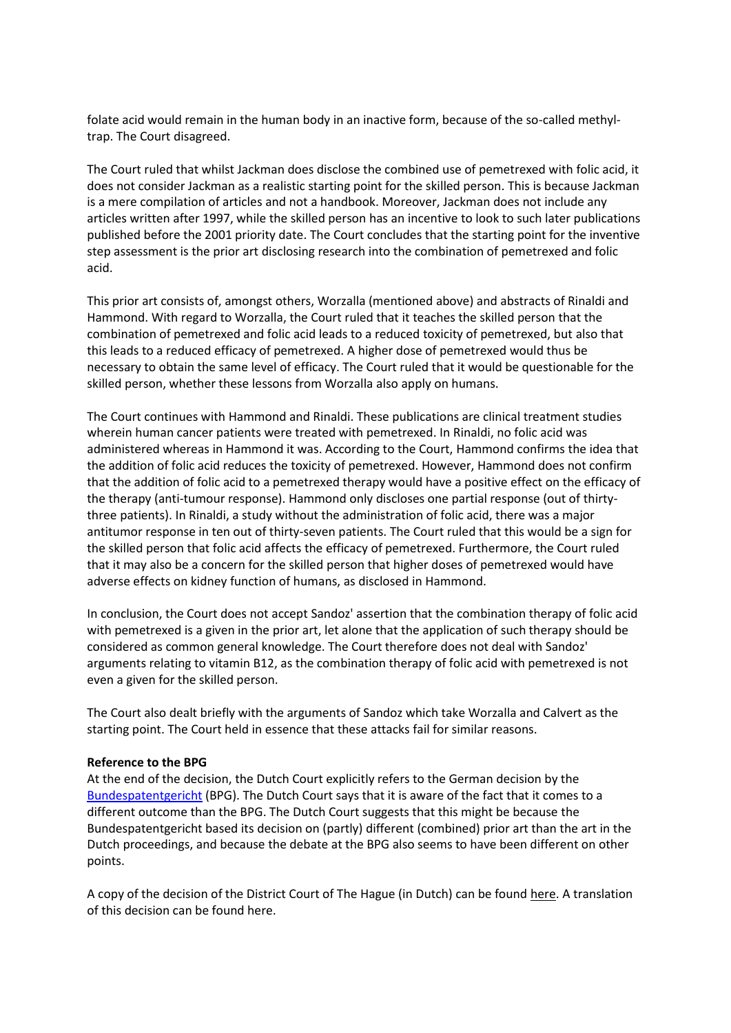folate acid would remain in the human body in an inactive form, because of the so-called methyl-trap. The Court disagreed.

The Court ruled that whilst Jackman does disclose the combined use of pemetrexed with folic acid, it does not consider Jackman as a realistic starting point for the skilled person. This is because Jackman is a mere compilation of articles and not a handbook. Moreover, Jackman does not include any articles written after 1997, while the skilled person has an incentive to look to such later publications published before the 2001 priority date. The Court concludes that the starting point for the inventive step assessment is the prior art disclosing research into the combination of pemetrexed and folic acid.

This prior art consists of, amongst others, Worzalla (mentioned above) and abstracts of Rinaldi and Hammond. With regard to Worzalla, the Court ruled that it teaches the skilled person that the combination of pemetrexed and folic acid leads to a reduced toxicity of pemetrexed, but also that this leads to a reduced efficacy of pemetrexed. A higher dose of pemetrexed would thus be necessary to obtain the same level of efficacy. The Court ruled that it would be questionable for the skilled person, whether these lessons from Worzalla also apply on humans.

The Court continues with Hammond and Rinaldi. These publications are clinical treatment studies wherein human cancer patients were treated with pemetrexed. In Rinaldi, no folic acid was administered whereas in Hammond it was. According to the Court, Hammond confirms the idea that the addition of folic acid reduces the toxicity of pemetrexed. However, Hammond does not confirm that the addition of folic acid to a pemetrexed therapy would have a positive effect on the efficacy of the therapy (anti-tumour response). Hammond only discloses one partial response (out of thirty-three patients). In Rinaldi, a study without the administration of folic acid, there was a major antitumor response in ten out of thirty-seven patients. The Court ruled that this would be a sign for the skilled person that folic acid affects the efficacy of pemetrexed. Furthermore, the Court ruled that it may also be a concern for the skilled person that higher doses of pemetrexed would have adverse effects on kidney function of humans, as disclosed in Hammond.

In conclusion, the Court does not accept Sandoz' assertion that the combination therapy of folic acid with pemetrexed is a given in the prior art, let alone that the application of such therapy should be considered as common general knowledge. The Court therefore does not deal with Sandoz' arguments relating to vitamin B12, as the combination therapy of folic acid with pemetrexed is not even a given for the skilled person.

The Court also dealt briefly with the arguments of Sandoz which take Worzalla and Calvert as the starting point. The Court held in essence that these attacks fail for similar reasons.

**Reference to the BPG**

At the end of the decision, the Dutch Court explicitly refers to the German decision by the Bundespatentgericht (BPG). The Dutch Court says that it is aware of the fact that it comes to a different outcome than the BPG. The Dutch Court suggests that this might be because the Bundespatentgericht based its decision on (partly) different (combined) prior art than the art in the Dutch proceedings, and because the debate at the BPG also seems to have been different on other points.

A copy of the decision of the District Court of The Hague (in Dutch) can be found here. A translation of this decision can be found here.